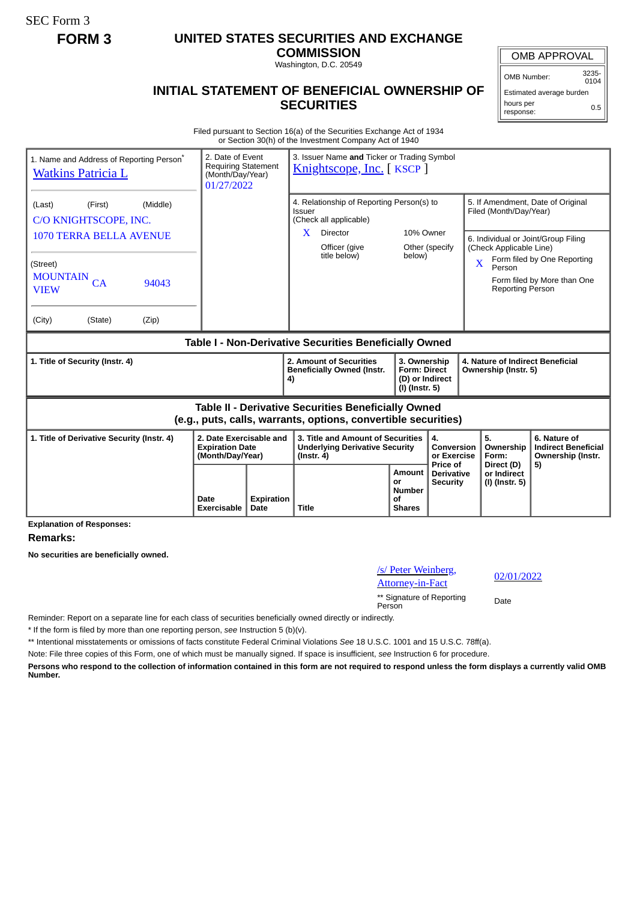SEC Form 3

# FORM 3

## UNITED STATES SECURITIES AND EXCHANGE COMMISSION

Washington, D.C. 20549

## INITIAL STATEMENT OF BENEFICIAL OWNERSHIP OF SECURITIES

| OMB APPROVAL | |
|---|---|
| OMB Number: | 3235-0104 |
| Estimated average burden | |
| hours per response: | 0.5 |

Filed pursuant to Section 16(a) of the Securities Exchange Act of 1934
or Section 30(h) of the Investment Company Act of 1940

| 1. Name and Address of Reporting Person* | 2. Date of Event Requiring Statement (Month/Day/Year) | 3. Issuer Name **and** Ticker or Trading Symbol |
|---|---|---|
| Watkins Patricia L | 01/27/2022 | Knightscope, Inc. [ KSCP ] |
| (Last) (First) (Middle)<br>C/O KNIGHTSCOPE, INC.<br>1070 TERRA BELLA AVENUE | | 4. Relationship of Reporting Person(s) to Issuer (Check all applicable)<br>X Director<br>10% Owner<br>Officer (give title below)<br>Other (specify below) |
| (Street)<br>MOUNTAIN VIEW CA 94043 | | 5. If Amendment, Date of Original Filed (Month/Day/Year) |
| (City) (State) (Zip) | | 6. Individual or Joint/Group Filing (Check Applicable Line)<br>X Form filed by One Reporting Person<br>Form filed by More than One Reporting Person |

### Table I - Non-Derivative Securities Beneficially Owned

| 1. Title of Security (Instr. 4) | 2. Amount of Securities Beneficially Owned (Instr. 4) | 3. Ownership Form: Direct (D) or Indirect (I) (Instr. 5) | 4. Nature of Indirect Beneficial Ownership (Instr. 5) |
|---|---|---|---|

### Table II - Derivative Securities Beneficially Owned (e.g., puts, calls, warrants, options, convertible securities)

| 1. Title of Derivative Security (Instr. 4) | 2. Date Exercisable and Expiration Date (Month/Day/Year) | | 3. Title and Amount of Securities Underlying Derivative Security (Instr. 4) | | 4. Conversion or Exercise Price of Derivative Security | 5. Ownership Form: Direct (D) or Indirect (I) (Instr. 5) | 6. Nature of Indirect Beneficial Ownership (Instr. 5) |
|---|---|---|---|---|---|---|---|
| | Date Exercisable | Expiration Date | Title | Amount or Number of Shares | | | |

**Explanation of Responses:**

**Remarks:**

**No securities are beneficially owned.**

| /s/ Peter Weinberg, Attorney-in-Fact | 02/01/2022 |
|---|---|
| ** Signature of Reporting Person | Date |

Reminder: Report on a separate line for each class of securities beneficially owned directly or indirectly.

\* If the form is filed by more than one reporting person, *see* Instruction 5 (b)(v).

** Intentional misstatements or omissions of facts constitute Federal Criminal Violations *See* 18 U.S.C. 1001 and 15 U.S.C. 78ff(a).

Note: File three copies of this Form, one of which must be manually signed. If space is insufficient, *see* Instruction 6 for procedure.

**Persons who respond to the collection of information contained in this form are not required to respond unless the form displays a currently valid OMB Number.**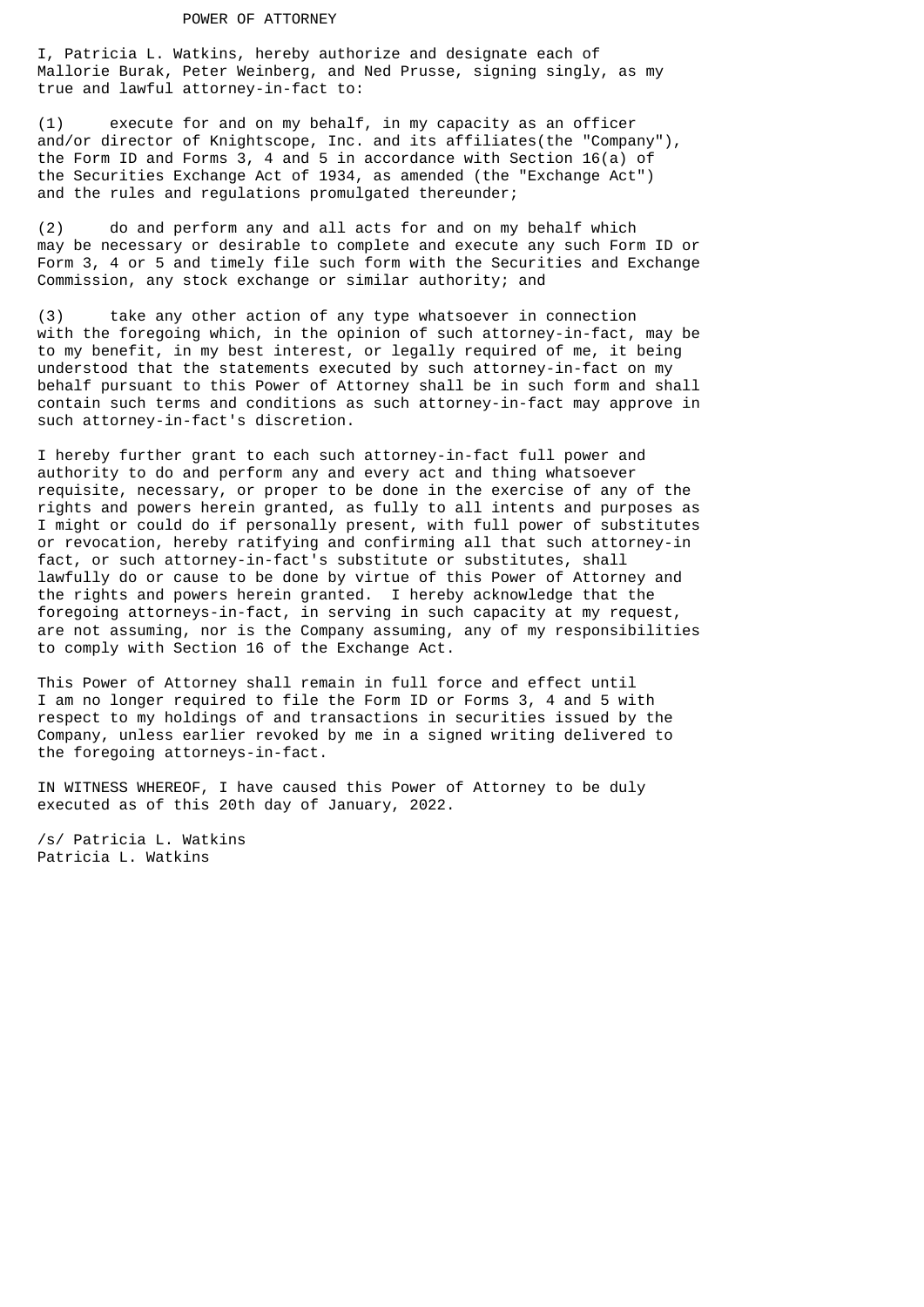# POWER OF ATTORNEY

I, Patricia L. Watkins, hereby authorize and designate each of Mallorie Burak, Peter Weinberg, and Ned Prusse, signing singly, as my true and lawful attorney-in-fact to:

(1) execute for and on my behalf, in my capacity as an officer and/or director of Knightscope, Inc. and its affiliates(the "Company"), the Form ID and Forms 3, 4 and 5 in accordance with Section 16(a) of the Securities Exchange Act of 1934, as amended (the "Exchange Act") and the rules and regulations promulgated thereunder;

(2) do and perform any and all acts for and on my behalf which may be necessary or desirable to complete and execute any such Form ID or Form 3, 4 or 5 and timely file such form with the Securities and Exchange Commission, any stock exchange or similar authority; and

(3) take any other action of any type whatsoever in connection with the foregoing which, in the opinion of such attorney-in-fact, may be to my benefit, in my best interest, or legally required of me, it being understood that the statements executed by such attorney-in-fact on my behalf pursuant to this Power of Attorney shall be in such form and shall contain such terms and conditions as such attorney-in-fact may approve in such attorney-in-fact's discretion.

I hereby further grant to each such attorney-in-fact full power and authority to do and perform any and every act and thing whatsoever requisite, necessary, or proper to be done in the exercise of any of the rights and powers herein granted, as fully to all intents and purposes as I might or could do if personally present, with full power of substitutes or revocation, hereby ratifying and confirming all that such attorney-in fact, or such attorney-in-fact's substitute or substitutes, shall lawfully do or cause to be done by virtue of this Power of Attorney and the rights and powers herein granted. I hereby acknowledge that the foregoing attorneys-in-fact, in serving in such capacity at my request, are not assuming, nor is the Company assuming, any of my responsibilities to comply with Section 16 of the Exchange Act.

This Power of Attorney shall remain in full force and effect until I am no longer required to file the Form ID or Forms 3, 4 and 5 with respect to my holdings of and transactions in securities issued by the Company, unless earlier revoked by me in a signed writing delivered to the foregoing attorneys-in-fact.

IN WITNESS WHEREOF, I have caused this Power of Attorney to be duly executed as of this 20th day of January, 2022.

/s/ Patricia L. Watkins
Patricia L. Watkins